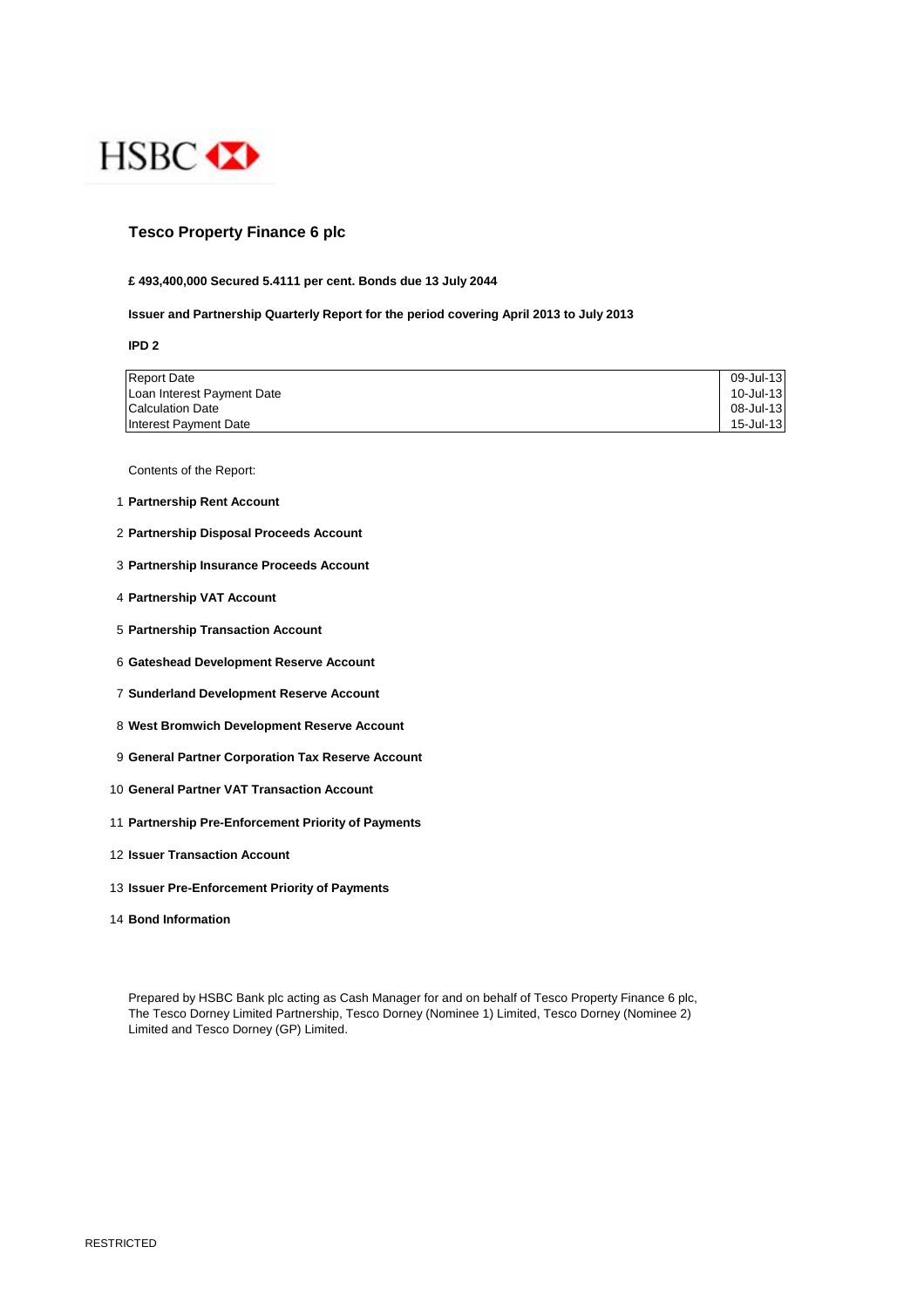HSBC

# Tesco Property Finance 6 plc

**£ 493,400,000 Secured 5.4111 per cent. Bonds due 13 July 2044**

**Issuer and Partnership Quarterly Report for the period covering April 2013 to July 2013**

**IPD 2**

| | |
|---|---|
| Report Date | 09-Jul-13 |
| Loan Interest Payment Date | 10-Jul-13 |
| Calculation Date | 08-Jul-13 |
| Interest Payment Date | 15-Jul-13 |

Contents of the Report:

1. **Partnership Rent Account**
2. **Partnership Disposal Proceeds Account**
3. **Partnership Insurance Proceeds Account**
4. **Partnership VAT Account**
5. **Partnership Transaction Account**
6. **Gateshead Development Reserve Account**
7. **Sunderland Development Reserve Account**
8. **West Bromwich Development Reserve Account**
9. **General Partner Corporation Tax Reserve Account**
10. **General Partner VAT Transaction Account**
11. **Partnership Pre-Enforcement Priority of Payments**
12. **Issuer Transaction Account**
13. **Issuer Pre-Enforcement Priority of Payments**
14. **Bond Information**

Prepared by HSBC Bank plc acting as Cash Manager for and on behalf of Tesco Property Finance 6 plc, The Tesco Dorney Limited Partnership, Tesco Dorney (Nominee 1) Limited, Tesco Dorney (Nominee 2) Limited and Tesco Dorney (GP) Limited.

RESTRICTED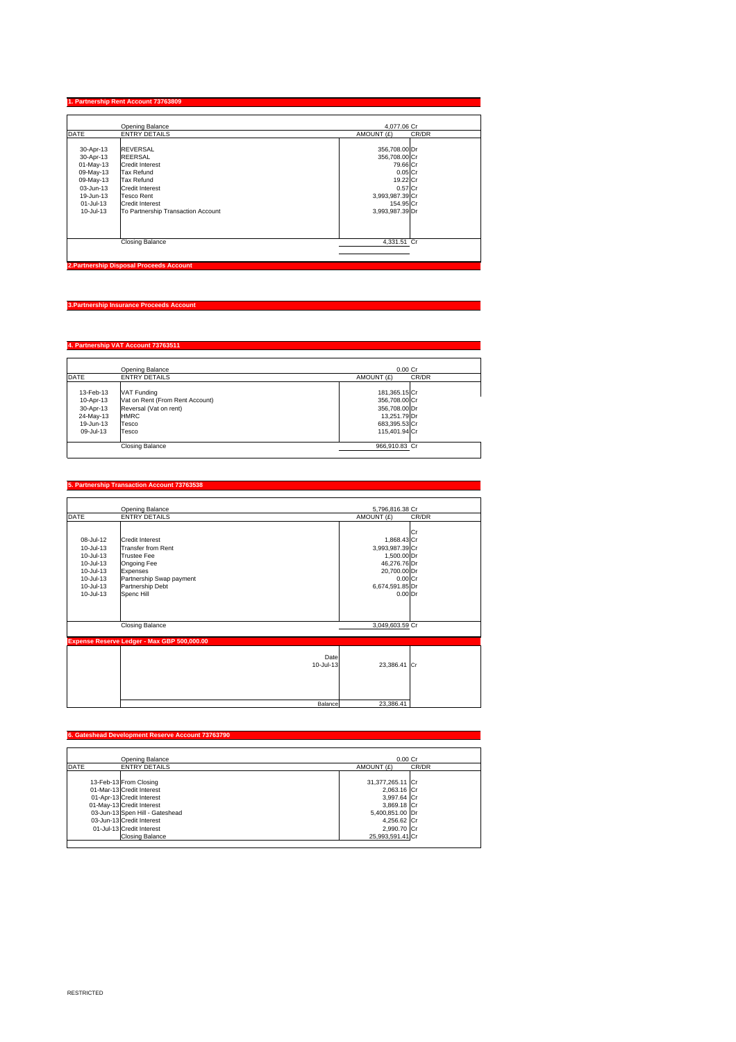## 1. Partnership Rent Account 73763809

| DATE | ENTRY DETAILS | AMOUNT (£) | CR/DR |
|---|---|---|---|
| | Opening Balance | 4,077.06 | Cr |
| 30-Apr-13 | REVERSAL | 356,708.00 | Dr |
| 30-Apr-13 | REERSAL | 356,708.00 | Cr |
| 01-May-13 | Credit Interest | 79.66 | Cr |
| 09-May-13 | Tax Refund | 0.05 | Cr |
| 09-May-13 | Tax Refund | 19.22 | Cr |
| 03-Jun-13 | Credit Interest | 0.57 | Cr |
| 19-Jun-13 | Tesco Rent | 3,993,987.39 | Cr |
| 01-Jul-13 | Credit Interest | 154.95 | Cr |
| 10-Jul-13 | To Partnership Transaction Account | 3,993,987.39 | Dr |
| | Closing Balance | 4,331.51 | Cr |

## 2.Partnership Disposal Proceeds Account

## 3.Partnership Insurance Proceeds Account

## 4. Partnership VAT Account 73763511

| DATE | ENTRY DETAILS | AMOUNT (£) | CR/DR |
|---|---|---|---|
| | Opening Balance | 0.00 | Cr |
| 13-Feb-13 | VAT Funding | 181,365.15 | Cr |
| 10-Apr-13 | Vat on Rent (From Rent Account) | 356,708.00 | Cr |
| 30-Apr-13 | Reversal (Vat on rent) | 356,708.00 | Dr |
| 24-May-13 | HMRC | 13,251.79 | Dr |
| 19-Jun-13 | Tesco | 683,395.53 | Cr |
| 09-Jul-13 | Tesco | 115,401.94 | Cr |
| | Closing Balance | 966,910.83 | Cr |

## 5. Partnership Transaction Account 73763538

| DATE | ENTRY DETAILS | AMOUNT (£) | CR/DR |
|---|---|---|---|
| | Opening Balance | 5,796,816.38 | Cr |
| | | | Cr |
| 08-Jul-12 | Credit Interest | 1,868.43 | Cr |
| 10-Jul-13 | Transfer from Rent | 3,993,987.39 | Cr |
| 10-Jul-13 | Trustee Fee | 1,500.00 | Dr |
| 10-Jul-13 | Ongoing Fee | 46,276.76 | Dr |
| 10-Jul-13 | Expenses | 20,700.00 | Dr |
| 10-Jul-13 | Partnership Swap payment | 0.00 | Cr |
| 10-Jul-13 | Partnership Debt | 6,674,591.85 | Dr |
| 10-Jul-13 | Spenc Hill | 0.00 | Dr |
| | Closing Balance | 3,049,603.59 | Cr |

### Expense Reserve Ledger - Max GBP 500,000.00

| | Date | Amount | CR/DR |
|---|---|---|---|
| | 10-Jul-13 | 23,386.41 | Cr |
| | Balance | 23,386.41 | |

## 6. Gateshead Development Reserve Account 73763790

| DATE | ENTRY DETAILS | AMOUNT (£) | CR/DR |
|---|---|---|---|
| | Opening Balance | 0.00 | Cr |
| 13-Feb-13 | From Closing | 31,377,265.11 | Cr |
| 01-Mar-13 | Credit Interest | 2,063.16 | Cr |
| 01-Apr-13 | Credit Interest | 3,997.64 | Cr |
| 01-May-13 | Credit Interest | 3,869.18 | Cr |
| 03-Jun-13 | Spen Hill - Gateshead | 5,400,851.00 | Dr |
| 03-Jun-13 | Credit Interest | 4,256.62 | Cr |
| 01-Jul-13 | Credit Interest | 2,990.70 | Cr |
| | Closing Balance | 25,993,591.41 | Cr |

RESTRICTED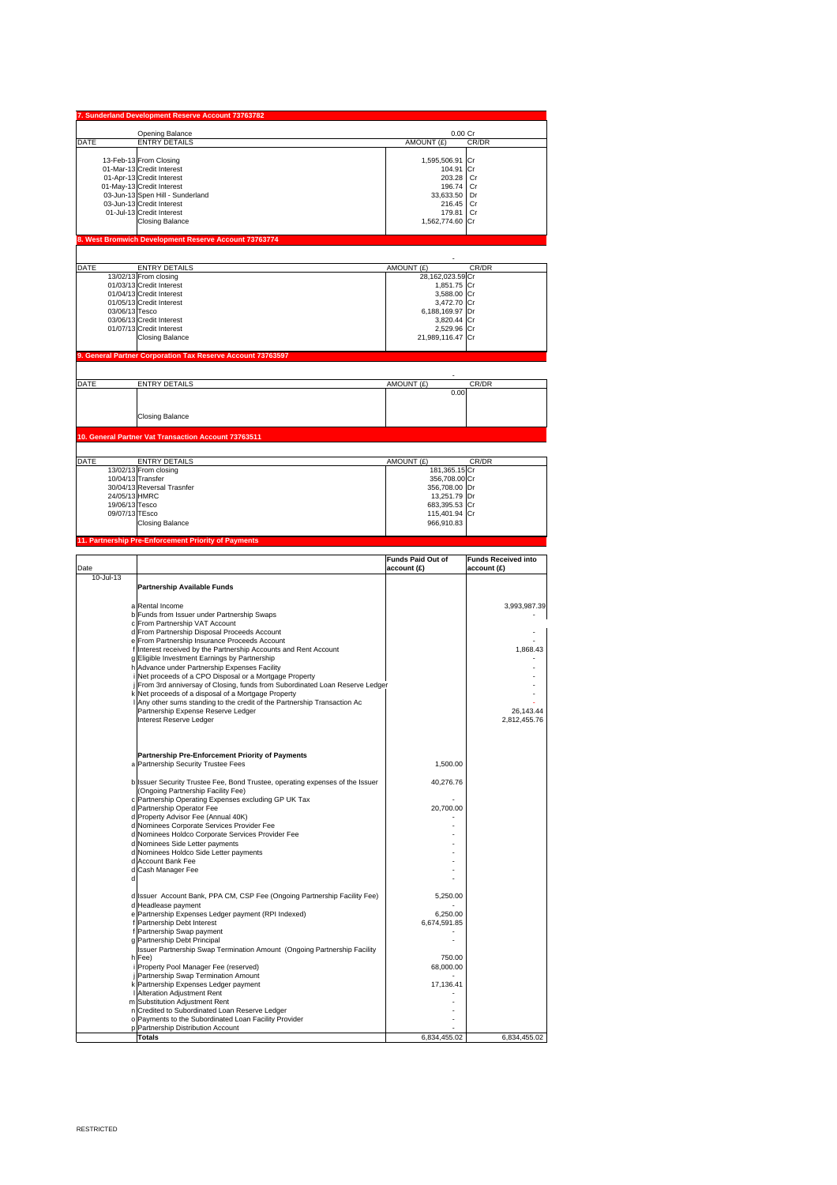## 7. Sunderland Development Reserve Account 73763782

| DATE | ENTRY DETAILS | AMOUNT (£) | CR/DR |
|---|---|---|---|
| | Opening Balance | 0.00 | Cr |
| 13-Feb-13 | From Closing | 1,595,506.91 | Cr |
| 01-Mar-13 | Credit Interest | 104.91 | Cr |
| 01-Apr-13 | Credit Interest | 203.28 | Cr |
| 01-May-13 | Credit Interest | 196.74 | Cr |
| 03-Jun-13 | Spen Hill - Sunderland | 33,633.50 | Dr |
| 03-Jun-13 | Credit Interest | 216.45 | Cr |
| 01-Jul-13 | Credit Interest | 179.81 | Cr |
| | Closing Balance | 1,562,774.60 | Cr |

## 8. West Bromwich Development Reserve Account 73763774

| DATE | ENTRY DETAILS | AMOUNT (£) | CR/DR |
|---|---|---|---|
| | | - | |
| 13/02/13 | From closing | 28,162,023.59 | Cr |
| 01/03/13 | Credit Interest | 1,851.75 | Cr |
| 01/04/13 | Credit Interest | 3,588.00 | Cr |
| 01/05/13 | Credit Interest | 3,472.70 | Cr |
| 03/06/13 | Tesco | 6,188,169.97 | Dr |
| 03/06/13 | Credit Interest | 3,820.44 | Cr |
| 01/07/13 | Credit Interest | 2,529.96 | Cr |
| | Closing Balance | 21,989,116.47 | Cr |

## 9. General Partner Corporation Tax Reserve Account 73763597

| DATE | ENTRY DETAILS | AMOUNT (£) | CR/DR |
|---|---|---|---|
| | | - | |
| | | 0.00 | |
| | Closing Balance | | |

## 10. General Partner Vat Transaction Account 73763511

| DATE | ENTRY DETAILS | AMOUNT (£) | CR/DR |
|---|---|---|---|
| 13/02/13 | From closing | 181,365.15 | Cr |
| 10/04/13 | Transfer | 356,708.00 | Cr |
| 30/04/13 | Reversal Trasnfer | 356,708.00 | Dr |
| 24/05/13 | HMRC | 13,251.79 | Dr |
| 19/06/13 | Tesco | 683,395.53 | Cr |
| 09/07/13 | TEsco | 115,401.94 | Cr |
| | Closing Balance | 966,910.83 | |

## 11. Partnership Pre-Enforcement Priority of Payments

| Date | | | Funds Paid Out of account (£) | Funds Received into account (£) |
|---|---|---|---|---|
| 10-Jul-13 | | **Partnership Available Funds** | | |
| | a | Rental Income | | 3,993,987.39 |
| | b | Funds from Issuer under Partnership Swaps | | - |
| | c | From Partnership VAT Account | | |
| | d | From Partnership Disposal Proceeds Account | | - |
| | e | From Partnership Insurance Proceeds Account | | - |
| | f | Interest received by the Partnership Accounts and Rent Account | | 1,868.43 |
| | g | Eligible Investment Earnings by Partnership | | - |
| | h | Advance under Partnership Expenses Facility | | - |
| | i | Net proceeds of a CPO Disposal or a Mortgage Property | | - |
| | j | From 3rd anniversay of Closing, funds from Subordinated Loan Reserve Ledger | | - |
| | k | Net proceeds of a disposal of a Mortgage Property | | - |
| | l | Any other sums standing to the credit of the Partnership Transaction Ac | | - |
| | | Partnership Expense Reserve Ledger | | 26,143.44 |
| | | Interest Reserve Ledger | | 2,812,455.76 |
| | | **Partnership Pre-Enforcement Priority of Payments** | | |
| | a | Partnership Security Trustee Fees | 1,500.00 | |
| | b | Issuer Security Trustee Fee, Bond Trustee, operating expenses of the Issuer (Ongoing Partnership Facility Fee) | 40,276.76 | |
| | c | Partnership Operating Expenses excluding GP UK Tax | - | |
| | d | Partnership Operator Fee | 20,700.00 | |
| | d | Property Advisor Fee (Annual 40K) | - | |
| | d | Nominees Corporate Services Provider Fee | - | |
| | d | Nominees Holdco Corporate Services Provider Fee | - | |
| | d | Nominees Side Letter payments | - | |
| | d | Nominees Holdco Side Letter payments | - | |
| | d | Account Bank Fee | - | |
| | d | Cash Manager Fee | - | |
| | d | | - | |
| | d | Issuer Account Bank, PPA CM, CSP Fee (Ongoing Partnership Facility Fee) | 5,250.00 | |
| | d | Headlease payment | - | |
| | e | Partnership Expenses Ledger payment (RPI Indexed) | 6,250.00 | |
| | f | Partnership Debt Interest | 6,674,591.85 | |
| | f | Partnership Swap payment | - | |
| | g | Partnership Debt Principal | - | |
| | h | Issuer Partnership Swap Termination Amount (Ongoing Partnership Facility Fee) | 750.00 | |
| | i | Property Pool Manager Fee (reserved) | 68,000.00 | |
| | j | Partnership Swap Termination Amount | - | |
| | k | Partnership Expenses Ledger payment | 17,136.41 | |
| | l | Alteration Adjustment Rent | - | |
| | m | Substitution Adjustment Rent | - | |
| | n | Credited to Subordinated Loan Reserve Ledger | - | |
| | o | Payments to the Subordinated Loan Facility Provider | - | |
| | p | Partnership Distribution Account | - | |
| | | **Totals** | 6,834,455.02 | 6,834,455.02 |

RESTRICTED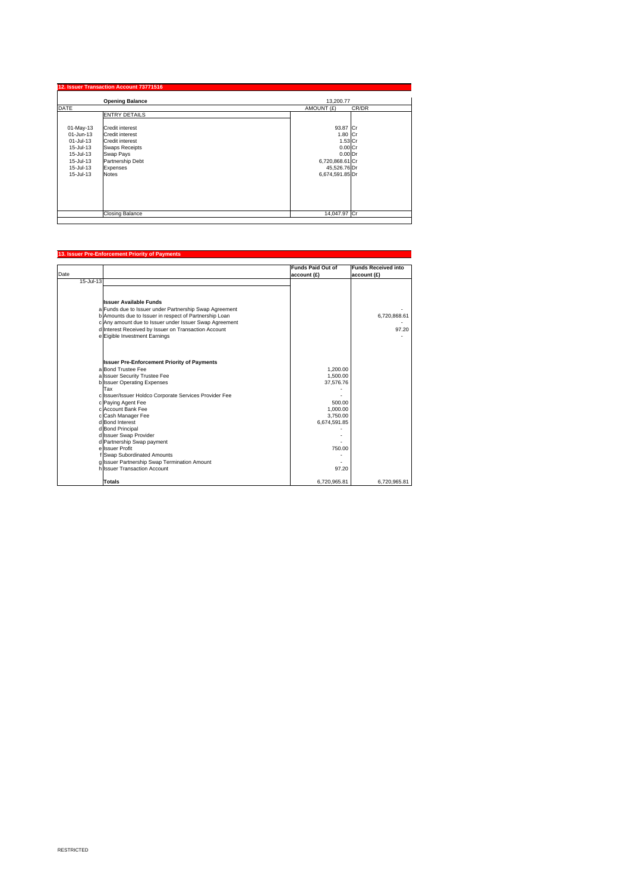## 12. Issuer Transaction Account 73771516

| DATE | Opening Balance | AMOUNT (£) | CR/DR |
|---|---|---|---|
| | | 13,200.77 | |
| | ENTRY DETAILS | | |
| 01-May-13 | Credit interest | 93.87 | Cr |
| 01-Jun-13 | Credit interest | 1.80 | Cr |
| 01-Jul-13 | Credit interest | 1.53 | Cr |
| 15-Jul-13 | Swaps Receipts | 0.00 | Cr |
| 15-Jul-13 | Swap Pays | 0.00 | Dr |
| 15-Jul-13 | Partnership Debt | 6,720,868.61 | Cr |
| 15-Jul-13 | Expenses | 45,526.76 | Dr |
| 15-Jul-13 | Notes | 6,674,591.85 | Dr |
| | Closing Balance | 14,047.97 | Cr |

## 13. Issuer Pre-Enforcement Priority of Payments

| Date | | Funds Paid Out of account (£) | Funds Received into account (£) |
|---|---|---|---|
| 15-Jul-13 | | | |
| | **Issuer Available Funds** | | |
| a | Funds due to Issuer under Partnership Swap Agreement | | - |
| b | Amounts due to Issuer in respect of Partnership Loan | | 6,720,868.61 |
| c | Any amount due to Issuer under Issuer Swap Agreement | | - |
| d | Interest Received by Issuer on Transaction Account | | 97.20 |
| e | Eigible Investment Earnings | | - |
| | **Issuer Pre-Enforcement Priority of Payments** | | |
| a | Bond Trustee Fee | 1,200.00 | |
| a | Issuer Security Trustee Fee | 1,500.00 | |
| b | Issuer Operating Expenses | 37,576.76 | |
| | Tax | - | |
| c | Issuer/Issuer Holdco Corporate Services Provider Fee | - | |
| c | Paying Agent Fee | 500.00 | |
| c | Account Bank Fee | 1,000.00 | |
| c | Cash Manager Fee | 3,750.00 | |
| d | Bond Interest | 6,674,591.85 | |
| d | Bond Principal | - | |
| d | Issuer Swap Provider | - | |
| d | Partnership Swap payment | - | |
| e | Issuer Profit | 750.00 | |
| f | Swap Subordinated Amounts | - | |
| g | Issuer Partnership Swap Termination Amount | - | |
| h | Issuer Transaction Account | 97.20 | |
| | **Totals** | 6,720,965.81 | 6,720,965.81 |

RESTRICTED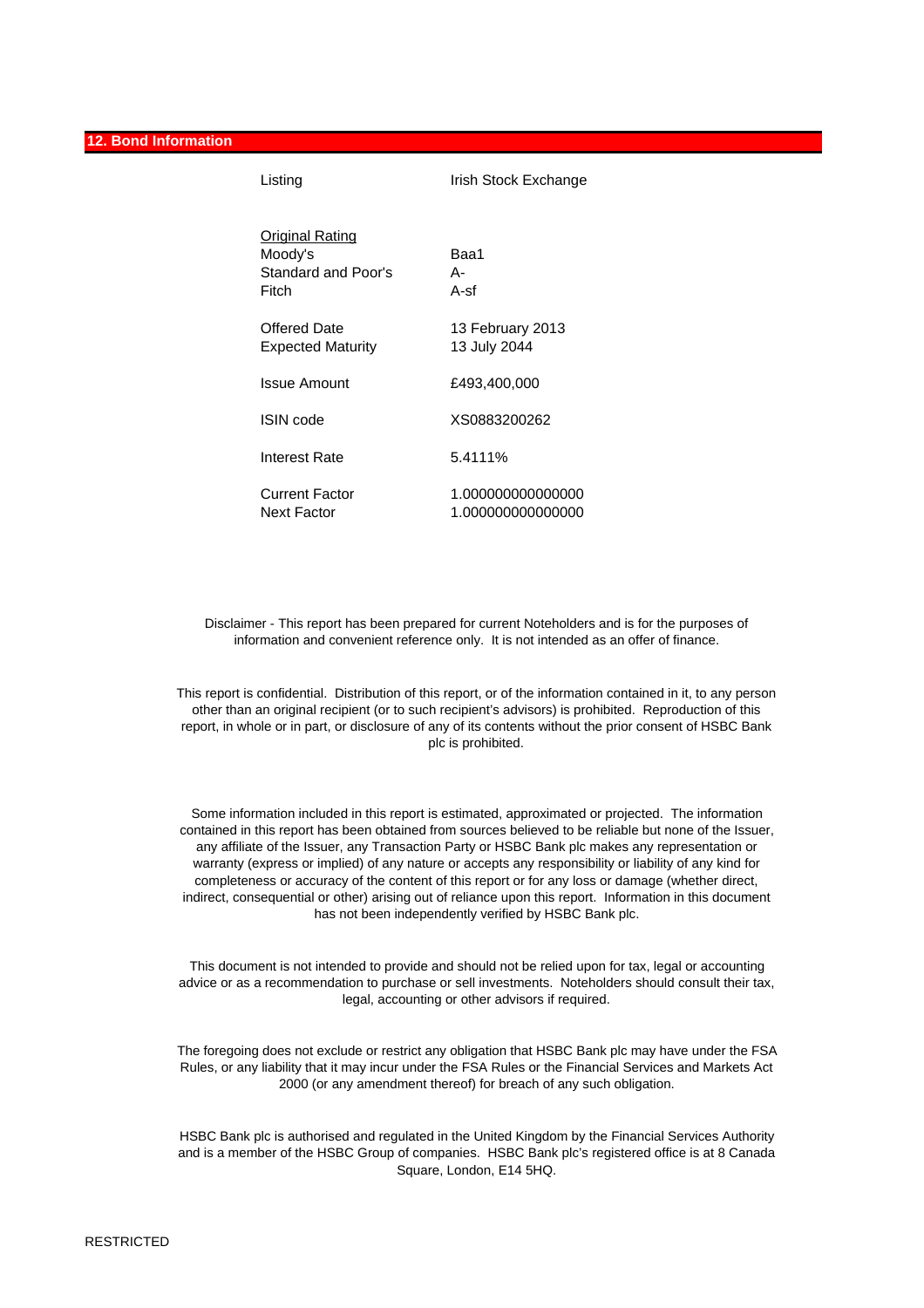## 12. Bond Information

| | |
|---|---|
| Listing | Irish Stock Exchange |
| Original Rating | |
| Moody's | Baa1 |
| Standard and Poor's | A- |
| Fitch | A-sf |
| Offered Date | 13 February 2013 |
| Expected Maturity | 13 July 2044 |
| Issue Amount | £493,400,000 |
| ISIN code | XS0883200262 |
| Interest Rate | 5.4111% |
| Current Factor | 1.000000000000000 |
| Next Factor | 1.000000000000000 |

Disclaimer - This report has been prepared for current Noteholders and is for the purposes of information and convenient reference only. It is not intended as an offer of finance.

This report is confidential. Distribution of this report, or of the information contained in it, to any person other than an original recipient (or to such recipient's advisors) is prohibited. Reproduction of this report, in whole or in part, or disclosure of any of its contents without the prior consent of HSBC Bank plc is prohibited.

Some information included in this report is estimated, approximated or projected. The information contained in this report has been obtained from sources believed to be reliable but none of the Issuer, any affiliate of the Issuer, any Transaction Party or HSBC Bank plc makes any representation or warranty (express or implied) of any nature or accepts any responsibility or liability of any kind for completeness or accuracy of the content of this report or for any loss or damage (whether direct, indirect, consequential or other) arising out of reliance upon this report. Information in this document has not been independently verified by HSBC Bank plc.

This document is not intended to provide and should not be relied upon for tax, legal or accounting advice or as a recommendation to purchase or sell investments. Noteholders should consult their tax, legal, accounting or other advisors if required.

The foregoing does not exclude or restrict any obligation that HSBC Bank plc may have under the FSA Rules, or any liability that it may incur under the FSA Rules or the Financial Services and Markets Act 2000 (or any amendment thereof) for breach of any such obligation.

HSBC Bank plc is authorised and regulated in the United Kingdom by the Financial Services Authority and is a member of the HSBC Group of companies. HSBC Bank plc's registered office is at 8 Canada Square, London, E14 5HQ.

RESTRICTED